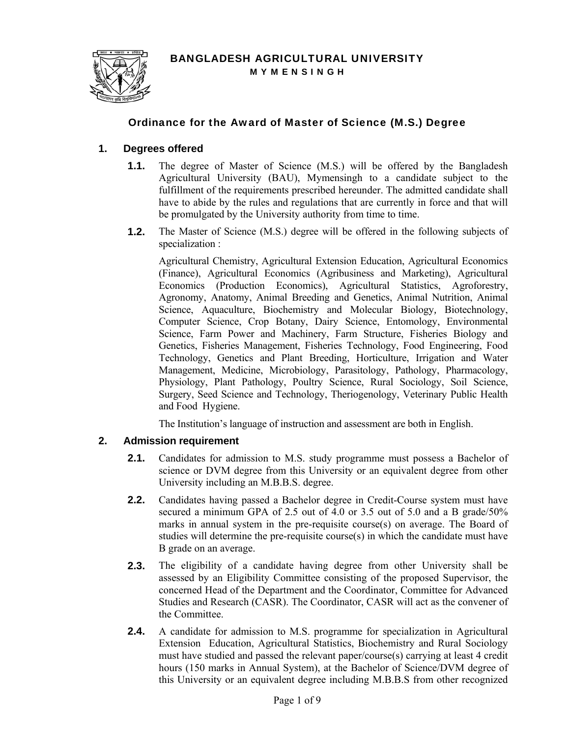# BANGLADESH AGRICULTURAL UNIVERSITY
## MYMENSINGH

## Ordinance for the Award of Master of Science (M.S.) Degree

### 1. Degrees offered

**1.1.** The degree of Master of Science (M.S.) will be offered by the Bangladesh Agricultural University (BAU), Mymensingh to a candidate subject to the fulfillment of the requirements prescribed hereunder. The admitted candidate shall have to abide by the rules and regulations that are currently in force and that will be promulgated by the University authority from time to time.

**1.2.** The Master of Science (M.S.) degree will be offered in the following subjects of specialization :

Agricultural Chemistry, Agricultural Extension Education, Agricultural Economics (Finance), Agricultural Economics (Agribusiness and Marketing), Agricultural Economics (Production Economics), Agricultural Statistics, Agroforestry, Agronomy, Anatomy, Animal Breeding and Genetics, Animal Nutrition, Animal Science, Aquaculture, Biochemistry and Molecular Biology, Biotechnology, Computer Science, Crop Botany, Dairy Science, Entomology, Environmental Science, Farm Power and Machinery, Farm Structure, Fisheries Biology and Genetics, Fisheries Management, Fisheries Technology, Food Engineering, Food Technology, Genetics and Plant Breeding, Horticulture, Irrigation and Water Management, Medicine, Microbiology, Parasitology, Pathology, Pharmacology, Physiology, Plant Pathology, Poultry Science, Rural Sociology, Soil Science, Surgery, Seed Science and Technology, Theriogenology, Veterinary Public Health and Food Hygiene.

The Institution's language of instruction and assessment are both in English.

### 2. Admission requirement

**2.1.** Candidates for admission to M.S. study programme must possess a Bachelor of science or DVM degree from this University or an equivalent degree from other University including an M.B.B.S. degree.

**2.2.** Candidates having passed a Bachelor degree in Credit-Course system must have secured a minimum GPA of 2.5 out of 4.0 or 3.5 out of 5.0 and a B grade/50% marks in annual system in the pre-requisite course(s) on average. The Board of studies will determine the pre-requisite course(s) in which the candidate must have B grade on an average.

**2.3.** The eligibility of a candidate having degree from other University shall be assessed by an Eligibility Committee consisting of the proposed Supervisor, the concerned Head of the Department and the Coordinator, Committee for Advanced Studies and Research (CASR). The Coordinator, CASR will act as the convener of the Committee.

**2.4.** A candidate for admission to M.S. programme for specialization in Agricultural Extension Education, Agricultural Statistics, Biochemistry and Rural Sociology must have studied and passed the relevant paper/course(s) carrying at least 4 credit hours (150 marks in Annual System), at the Bachelor of Science/DVM degree of this University or an equivalent degree including M.B.B.S from other recognized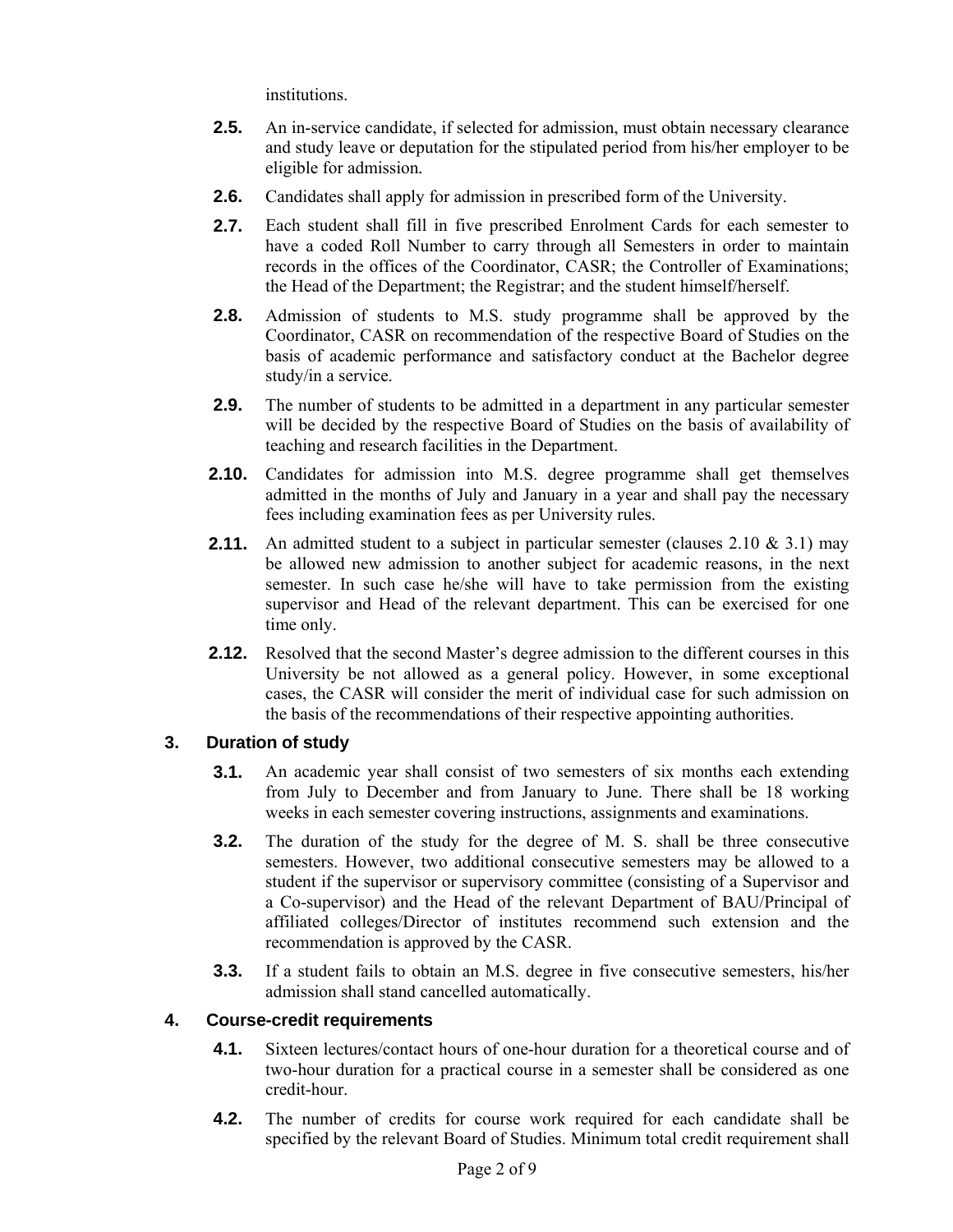institutions.

**2.5.** An in-service candidate, if selected for admission, must obtain necessary clearance and study leave or deputation for the stipulated period from his/her employer to be eligible for admission.

**2.6.** Candidates shall apply for admission in prescribed form of the University.

**2.7.** Each student shall fill in five prescribed Enrolment Cards for each semester to have a coded Roll Number to carry through all Semesters in order to maintain records in the offices of the Coordinator, CASR; the Controller of Examinations; the Head of the Department; the Registrar; and the student himself/herself.

**2.8.** Admission of students to M.S. study programme shall be approved by the Coordinator, CASR on recommendation of the respective Board of Studies on the basis of academic performance and satisfactory conduct at the Bachelor degree study/in a service.

**2.9.** The number of students to be admitted in a department in any particular semester will be decided by the respective Board of Studies on the basis of availability of teaching and research facilities in the Department.

**2.10.** Candidates for admission into M.S. degree programme shall get themselves admitted in the months of July and January in a year and shall pay the necessary fees including examination fees as per University rules.

**2.11.** An admitted student to a subject in particular semester (clauses 2.10 & 3.1) may be allowed new admission to another subject for academic reasons, in the next semester. In such case he/she will have to take permission from the existing supervisor and Head of the relevant department. This can be exercised for one time only.

**2.12.** Resolved that the second Master's degree admission to the different courses in this University be not allowed as a general policy. However, in some exceptional cases, the CASR will consider the merit of individual case for such admission on the basis of the recommendations of their respective appointing authorities.

## 3. Duration of study

**3.1.** An academic year shall consist of two semesters of six months each extending from July to December and from January to June. There shall be 18 working weeks in each semester covering instructions, assignments and examinations.

**3.2.** The duration of the study for the degree of M. S. shall be three consecutive semesters. However, two additional consecutive semesters may be allowed to a student if the supervisor or supervisory committee (consisting of a Supervisor and a Co-supervisor) and the Head of the relevant Department of BAU/Principal of affiliated colleges/Director of institutes recommend such extension and the recommendation is approved by the CASR.

**3.3.** If a student fails to obtain an M.S. degree in five consecutive semesters, his/her admission shall stand cancelled automatically.

## 4. Course-credit requirements

**4.1.** Sixteen lectures/contact hours of one-hour duration for a theoretical course and of two-hour duration for a practical course in a semester shall be considered as one credit-hour.

**4.2.** The number of credits for course work required for each candidate shall be specified by the relevant Board of Studies. Minimum total credit requirement shall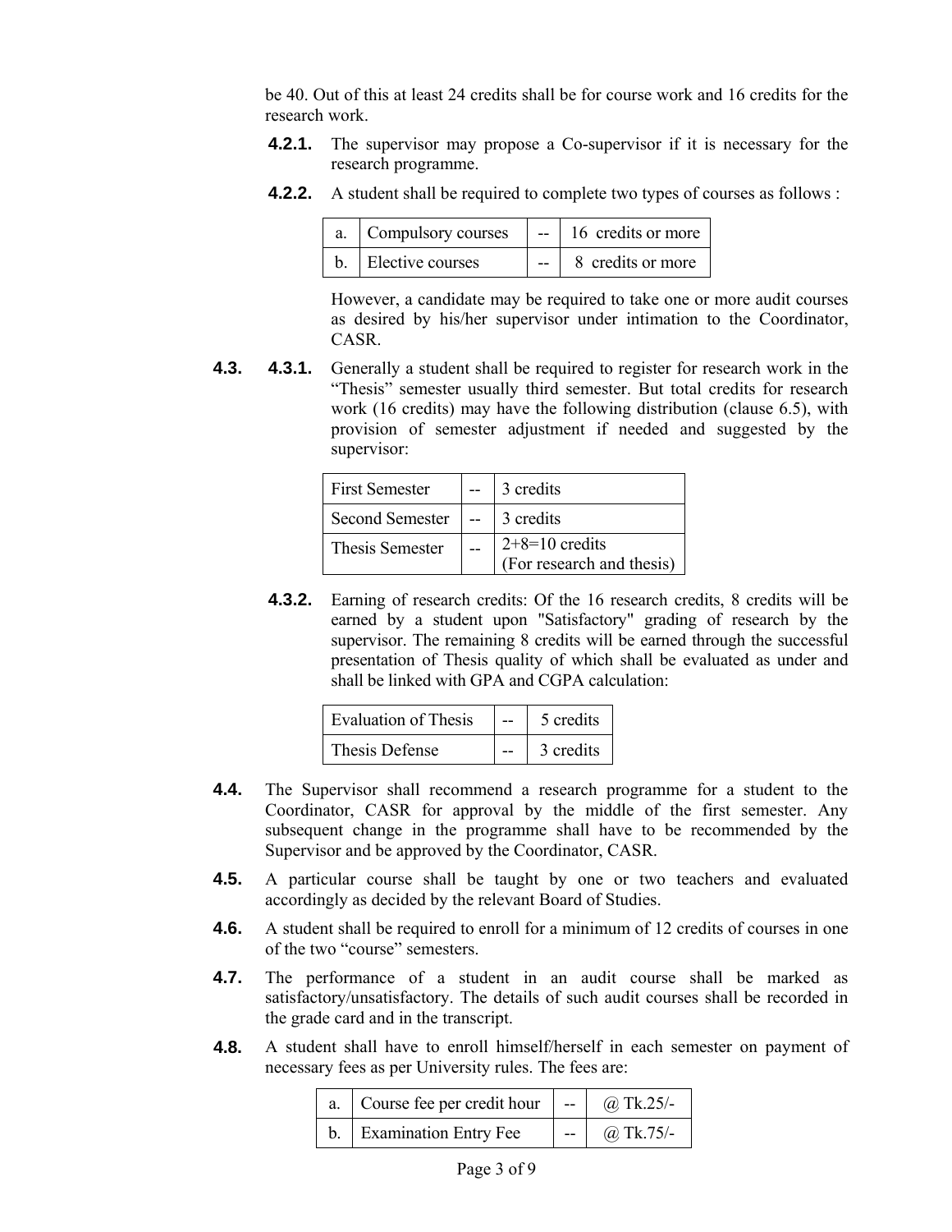be 40. Out of this at least 24 credits shall be for course work and 16 credits for the research work.

**4.2.1.** The supervisor may propose a Co-supervisor if it is necessary for the research programme.

**4.2.2.** A student shall be required to complete two types of courses as follows :

| | | | |
|---|---|---|---|
| a. | Compulsory courses | -- | 16 credits or more |
| b. | Elective courses | -- | 8 credits or more |

However, a candidate may be required to take one or more audit courses as desired by his/her supervisor under intimation to the Coordinator, CASR.

**4.3.** **4.3.1.** Generally a student shall be required to register for research work in the "Thesis" semester usually third semester. But total credits for research work (16 credits) may have the following distribution (clause 6.5), with provision of semester adjustment if needed and suggested by the supervisor:

| | | |
|---|---|---|
| First Semester | -- | 3 credits |
| Second Semester | -- | 3 credits |
| Thesis Semester | -- | 2+8=10 credits (For research and thesis) |

**4.3.2.** Earning of research credits: Of the 16 research credits, 8 credits will be earned by a student upon "Satisfactory" grading of research by the supervisor. The remaining 8 credits will be earned through the successful presentation of Thesis quality of which shall be evaluated as under and shall be linked with GPA and CGPA calculation:

| | | |
|---|---|---|
| Evaluation of Thesis | -- | 5 credits |
| Thesis Defense | -- | 3 credits |

**4.4.** The Supervisor shall recommend a research programme for a student to the Coordinator, CASR for approval by the middle of the first semester. Any subsequent change in the programme shall have to be recommended by the Supervisor and be approved by the Coordinator, CASR.

**4.5.** A particular course shall be taught by one or two teachers and evaluated accordingly as decided by the relevant Board of Studies.

**4.6.** A student shall be required to enroll for a minimum of 12 credits of courses in one of the two "course" semesters.

**4.7.** The performance of a student in an audit course shall be marked as satisfactory/unsatisfactory. The details of such audit courses shall be recorded in the grade card and in the transcript.

**4.8.** A student shall have to enroll himself/herself in each semester on payment of necessary fees as per University rules. The fees are:

| | | | |
|---|---|---|---|
| a. | Course fee per credit hour | -- | @ Tk.25/- |
| b. | Examination Entry Fee | -- | @ Tk.75/- |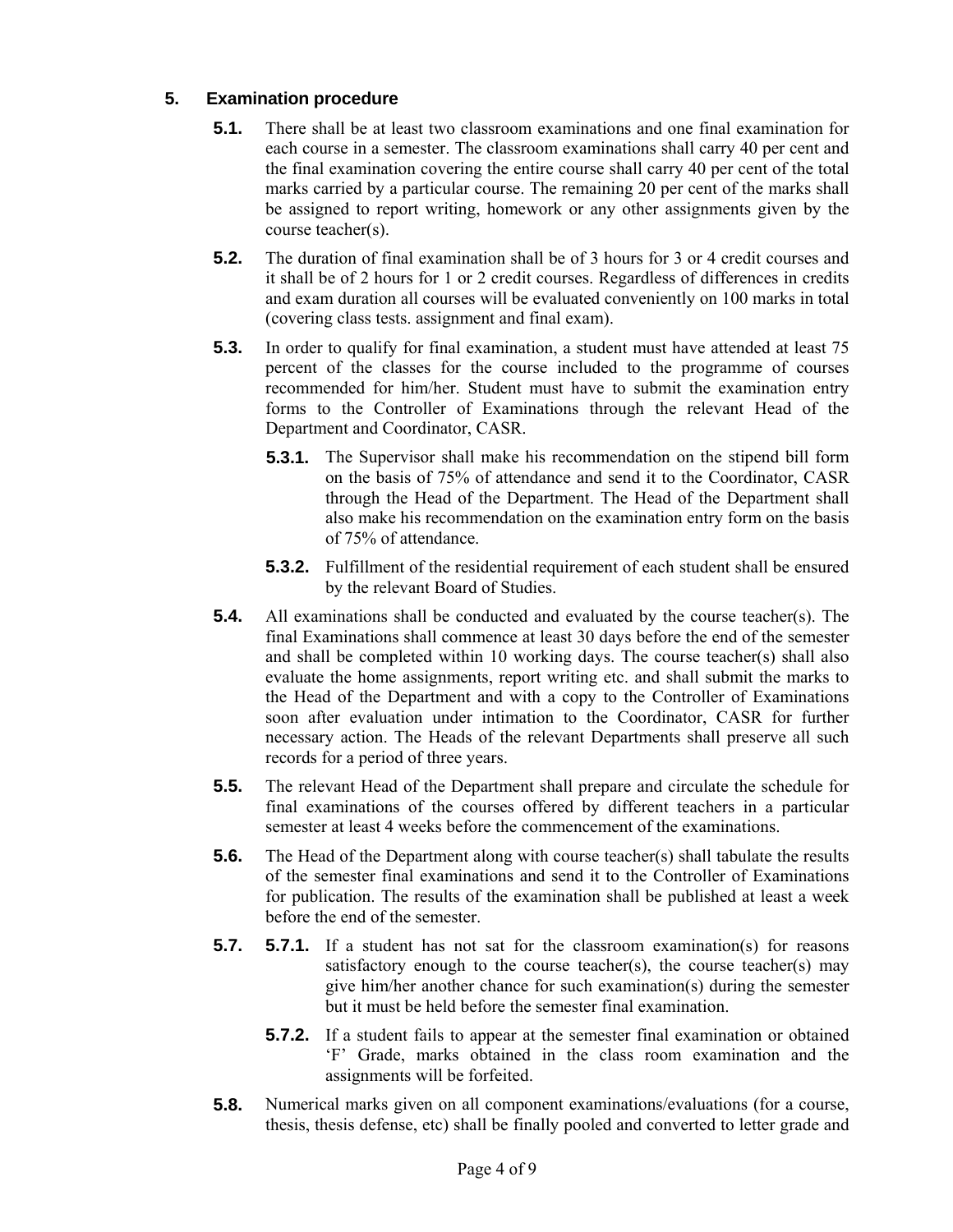## 5. Examination procedure

**5.1.** There shall be at least two classroom examinations and one final examination for each course in a semester. The classroom examinations shall carry 40 per cent and the final examination covering the entire course shall carry 40 per cent of the total marks carried by a particular course. The remaining 20 per cent of the marks shall be assigned to report writing, homework or any other assignments given by the course teacher(s).

**5.2.** The duration of final examination shall be of 3 hours for 3 or 4 credit courses and it shall be of 2 hours for 1 or 2 credit courses. Regardless of differences in credits and exam duration all courses will be evaluated conveniently on 100 marks in total (covering class tests. assignment and final exam).

**5.3.** In order to qualify for final examination, a student must have attended at least 75 percent of the classes for the course included to the programme of courses recommended for him/her. Student must have to submit the examination entry forms to the Controller of Examinations through the relevant Head of the Department and Coordinator, CASR.

**5.3.1.** The Supervisor shall make his recommendation on the stipend bill form on the basis of 75% of attendance and send it to the Coordinator, CASR through the Head of the Department. The Head of the Department shall also make his recommendation on the examination entry form on the basis of 75% of attendance.

**5.3.2.** Fulfillment of the residential requirement of each student shall be ensured by the relevant Board of Studies.

**5.4.** All examinations shall be conducted and evaluated by the course teacher(s). The final Examinations shall commence at least 30 days before the end of the semester and shall be completed within 10 working days. The course teacher(s) shall also evaluate the home assignments, report writing etc. and shall submit the marks to the Head of the Department and with a copy to the Controller of Examinations soon after evaluation under intimation to the Coordinator, CASR for further necessary action. The Heads of the relevant Departments shall preserve all such records for a period of three years.

**5.5.** The relevant Head of the Department shall prepare and circulate the schedule for final examinations of the courses offered by different teachers in a particular semester at least 4 weeks before the commencement of the examinations.

**5.6.** The Head of the Department along with course teacher(s) shall tabulate the results of the semester final examinations and send it to the Controller of Examinations for publication. The results of the examination shall be published at least a week before the end of the semester.

**5.7.**

**5.7.1.** If a student has not sat for the classroom examination(s) for reasons satisfactory enough to the course teacher(s), the course teacher(s) may give him/her another chance for such examination(s) during the semester but it must be held before the semester final examination.

**5.7.2.** If a student fails to appear at the semester final examination or obtained 'F' Grade, marks obtained in the class room examination and the assignments will be forfeited.

**5.8.** Numerical marks given on all component examinations/evaluations (for a course, thesis, thesis defense, etc) shall be finally pooled and converted to letter grade and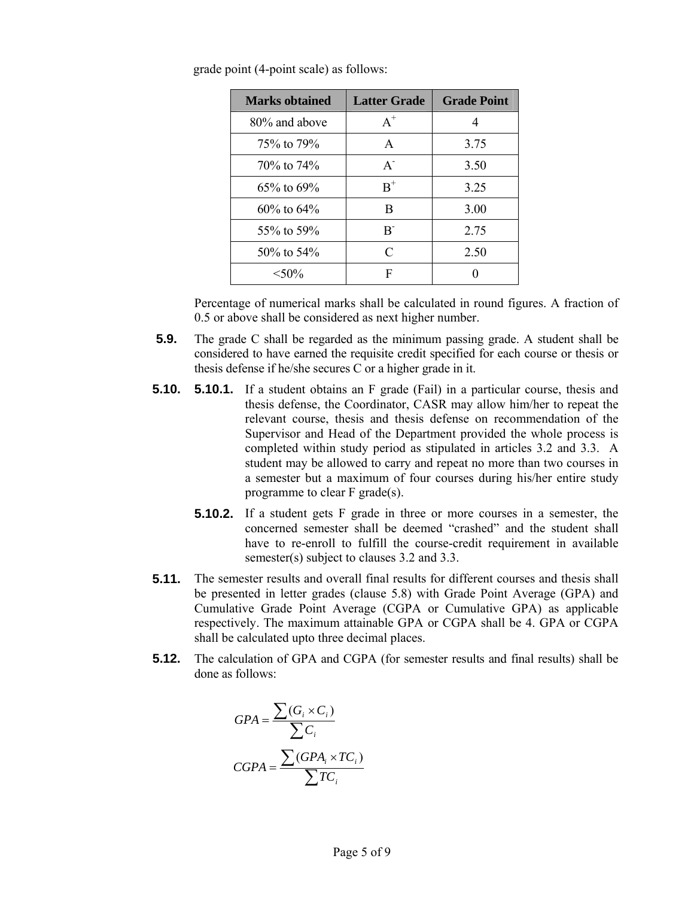grade point (4-point scale) as follows:

| Marks obtained | Latter Grade | Grade Point |
|---|---|---|
| 80% and above | $A^+$ | 4 |
| 75% to 79% | A | 3.75 |
| 70% to 74% | $A^-$ | 3.50 |
| 65% to 69% | $B^+$ | 3.25 |
| 60% to 64% | B | 3.00 |
| 55% to 59% | $B^-$ | 2.75 |
| 50% to 54% | C | 2.50 |
| <50% | F | 0 |

Percentage of numerical marks shall be calculated in round figures. A fraction of 0.5 or above shall be considered as next higher number.

**5.9.** The grade C shall be regarded as the minimum passing grade. A student shall be considered to have earned the requisite credit specified for each course or thesis or thesis defense if he/she secures C or a higher grade in it.

**5.10.** **5.10.1.** If a student obtains an F grade (Fail) in a particular course, thesis and thesis defense, the Coordinator, CASR may allow him/her to repeat the relevant course, thesis and thesis defense on recommendation of the Supervisor and Head of the Department provided the whole process is completed within study period as stipulated in articles 3.2 and 3.3. A student may be allowed to carry and repeat no more than two courses in a semester but a maximum of four courses during his/her entire study programme to clear F grade(s).

**5.10.2.** If a student gets F grade in three or more courses in a semester, the concerned semester shall be deemed "crashed" and the student shall have to re-enroll to fulfill the course-credit requirement in available semester(s) subject to clauses 3.2 and 3.3.

**5.11.** The semester results and overall final results for different courses and thesis shall be presented in letter grades (clause 5.8) with Grade Point Average (GPA) and Cumulative Grade Point Average (CGPA or Cumulative GPA) as applicable respectively. The maximum attainable GPA or CGPA shall be 4. GPA or CGPA shall be calculated upto three decimal places.

**5.12.** The calculation of GPA and CGPA (for semester results and final results) shall be done as follows:

$$GPA = \frac{\sum (G_i \times C_i)}{\sum C_i}$$

$$CGPA = \frac{\sum (GPA_i \times TC_i)}{\sum TC_i}$$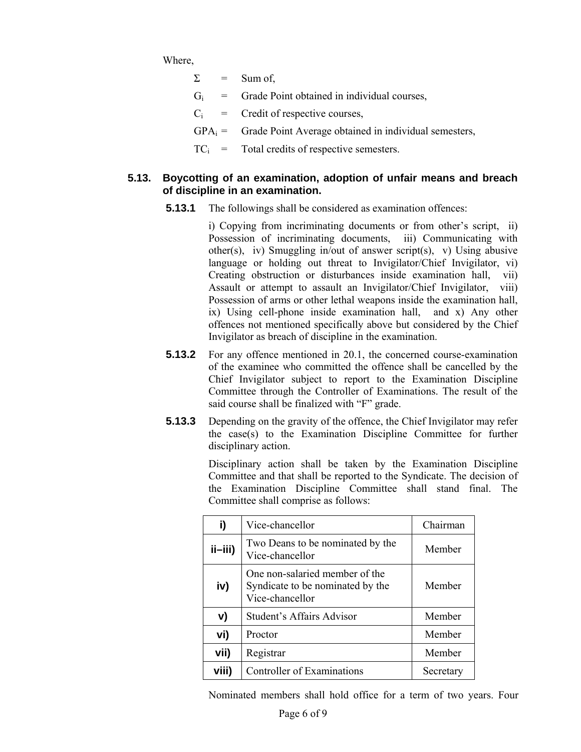Where,

$\Sigma$ = Sum of,

$G_i$ = Grade Point obtained in individual courses,

$C_i$ = Credit of respective courses,

$GPA_i$ = Grade Point Average obtained in individual semesters,

$TC_i$ = Total credits of respective semesters.

### 5.13. Boycotting of an examination, adoption of unfair means and breach of discipline in an examination.

**5.13.1** The followings shall be considered as examination offences:

i) Copying from incriminating documents or from other's script, ii) Possession of incriminating documents, iii) Communicating with other(s), iv) Smuggling in/out of answer script(s), v) Using abusive language or holding out threat to Invigilator/Chief Invigilator, vi) Creating obstruction or disturbances inside examination hall, vii) Assault or attempt to assault an Invigilator/Chief Invigilator, viii) Possession of arms or other lethal weapons inside the examination hall, ix) Using cell-phone inside examination hall, and x) Any other offences not mentioned specifically above but considered by the Chief Invigilator as breach of discipline in the examination.

**5.13.2** For any offence mentioned in 20.1, the concerned course-examination of the examinee who committed the offence shall be cancelled by the Chief Invigilator subject to report to the Examination Discipline Committee through the Controller of Examinations. The result of the said course shall be finalized with "F" grade.

**5.13.3** Depending on the gravity of the offence, the Chief Invigilator may refer the case(s) to the Examination Discipline Committee for further disciplinary action.

Disciplinary action shall be taken by the Examination Discipline Committee and that shall be reported to the Syndicate. The decision of the Examination Discipline Committee shall stand final. The Committee shall comprise as follows:

| | | |
|---|---|---|
| **i)** | Vice-chancellor | Chairman |
| **ii–iii)** | Two Deans to be nominated by the Vice-chancellor | Member |
| **iv)** | One non-salaried member of the Syndicate to be nominated by the Vice-chancellor | Member |
| **v)** | Student's Affairs Advisor | Member |
| **vi)** | Proctor | Member |
| **vii)** | Registrar | Member |
| **viii)** | Controller of Examinations | Secretary |

Nominated members shall hold office for a term of two years. Four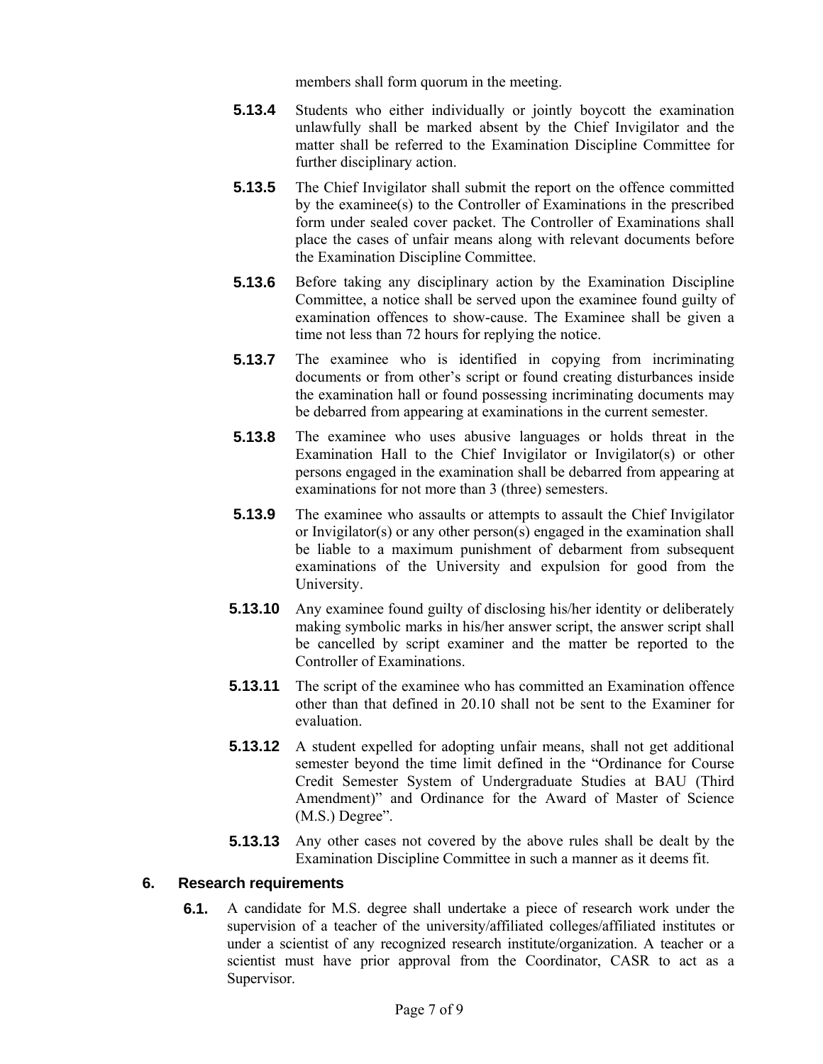members shall form quorum in the meeting.

**5.13.4** Students who either individually or jointly boycott the examination unlawfully shall be marked absent by the Chief Invigilator and the matter shall be referred to the Examination Discipline Committee for further disciplinary action.

**5.13.5** The Chief Invigilator shall submit the report on the offence committed by the examinee(s) to the Controller of Examinations in the prescribed form under sealed cover packet. The Controller of Examinations shall place the cases of unfair means along with relevant documents before the Examination Discipline Committee.

**5.13.6** Before taking any disciplinary action by the Examination Discipline Committee, a notice shall be served upon the examinee found guilty of examination offences to show-cause. The Examinee shall be given a time not less than 72 hours for replying the notice.

**5.13.7** The examinee who is identified in copying from incriminating documents or from other's script or found creating disturbances inside the examination hall or found possessing incriminating documents may be debarred from appearing at examinations in the current semester.

**5.13.8** The examinee who uses abusive languages or holds threat in the Examination Hall to the Chief Invigilator or Invigilator(s) or other persons engaged in the examination shall be debarred from appearing at examinations for not more than 3 (three) semesters.

**5.13.9** The examinee who assaults or attempts to assault the Chief Invigilator or Invigilator(s) or any other person(s) engaged in the examination shall be liable to a maximum punishment of debarment from subsequent examinations of the University and expulsion for good from the University.

**5.13.10** Any examinee found guilty of disclosing his/her identity or deliberately making symbolic marks in his/her answer script, the answer script shall be cancelled by script examiner and the matter be reported to the Controller of Examinations.

**5.13.11** The script of the examinee who has committed an Examination offence other than that defined in 20.10 shall not be sent to the Examiner for evaluation.

**5.13.12** A student expelled for adopting unfair means, shall not get additional semester beyond the time limit defined in the "Ordinance for Course Credit Semester System of Undergraduate Studies at BAU (Third Amendment)" and Ordinance for the Award of Master of Science (M.S.) Degree".

**5.13.13** Any other cases not covered by the above rules shall be dealt by the Examination Discipline Committee in such a manner as it deems fit.

## 6. Research requirements

**6.1.** A candidate for M.S. degree shall undertake a piece of research work under the supervision of a teacher of the university/affiliated colleges/affiliated institutes or under a scientist of any recognized research institute/organization. A teacher or a scientist must have prior approval from the Coordinator, CASR to act as a Supervisor.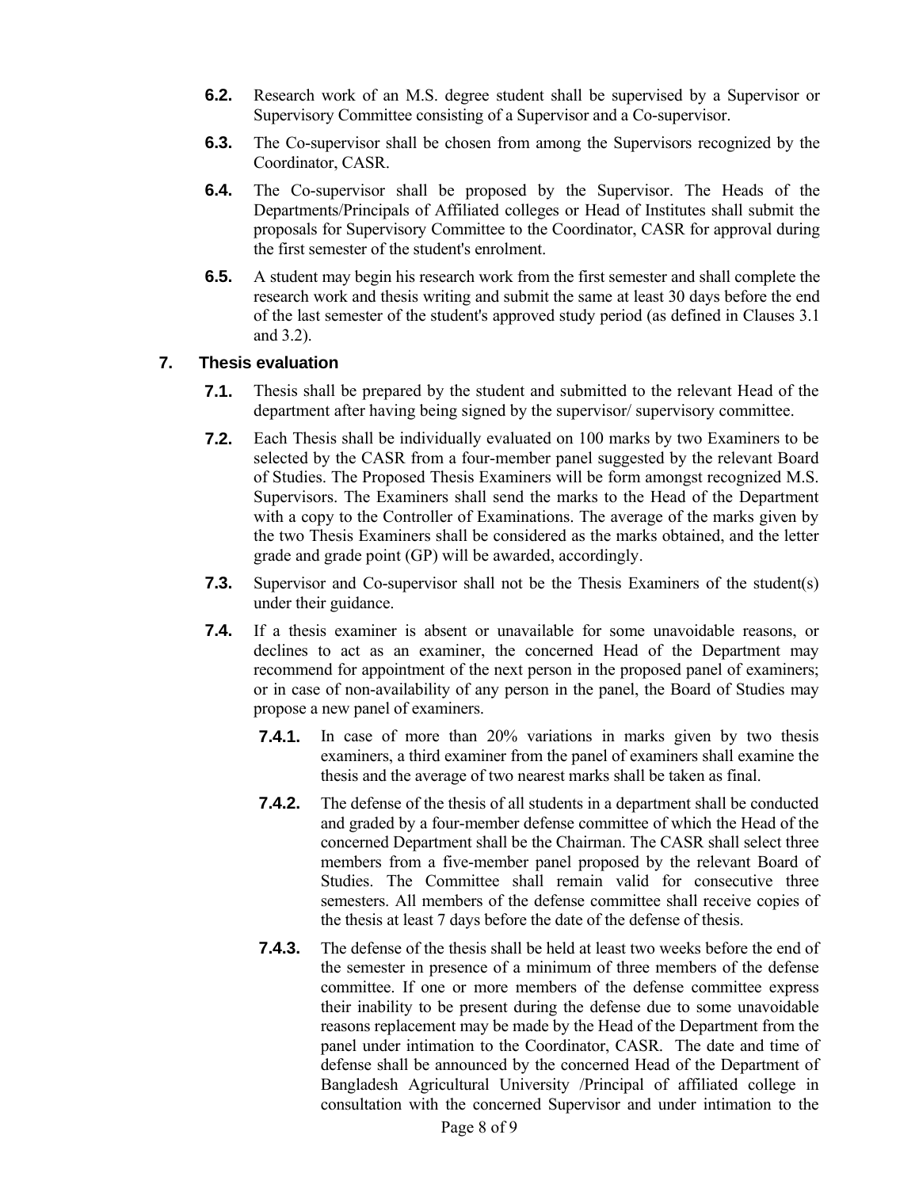**6.2.** Research work of an M.S. degree student shall be supervised by a Supervisor or Supervisory Committee consisting of a Supervisor and a Co-supervisor.

**6.3.** The Co-supervisor shall be chosen from among the Supervisors recognized by the Coordinator, CASR.

**6.4.** The Co-supervisor shall be proposed by the Supervisor. The Heads of the Departments/Principals of Affiliated colleges or Head of Institutes shall submit the proposals for Supervisory Committee to the Coordinator, CASR for approval during the first semester of the student's enrolment.

**6.5.** A student may begin his research work from the first semester and shall complete the research work and thesis writing and submit the same at least 30 days before the end of the last semester of the student's approved study period (as defined in Clauses 3.1 and 3.2).

## 7. Thesis evaluation

**7.1.** Thesis shall be prepared by the student and submitted to the relevant Head of the department after having being signed by the supervisor/ supervisory committee.

**7.2.** Each Thesis shall be individually evaluated on 100 marks by two Examiners to be selected by the CASR from a four-member panel suggested by the relevant Board of Studies. The Proposed Thesis Examiners will be form amongst recognized M.S. Supervisors. The Examiners shall send the marks to the Head of the Department with a copy to the Controller of Examinations. The average of the marks given by the two Thesis Examiners shall be considered as the marks obtained, and the letter grade and grade point (GP) will be awarded, accordingly.

**7.3.** Supervisor and Co-supervisor shall not be the Thesis Examiners of the student(s) under their guidance.

**7.4.** If a thesis examiner is absent or unavailable for some unavoidable reasons, or declines to act as an examiner, the concerned Head of the Department may recommend for appointment of the next person in the proposed panel of examiners; or in case of non-availability of any person in the panel, the Board of Studies may propose a new panel of examiners.

**7.4.1.** In case of more than 20% variations in marks given by two thesis examiners, a third examiner from the panel of examiners shall examine the thesis and the average of two nearest marks shall be taken as final.

**7.4.2.** The defense of the thesis of all students in a department shall be conducted and graded by a four-member defense committee of which the Head of the concerned Department shall be the Chairman. The CASR shall select three members from a five-member panel proposed by the relevant Board of Studies. The Committee shall remain valid for consecutive three semesters. All members of the defense committee shall receive copies of the thesis at least 7 days before the date of the defense of thesis.

**7.4.3.** The defense of the thesis shall be held at least two weeks before the end of the semester in presence of a minimum of three members of the defense committee. If one or more members of the defense committee express their inability to be present during the defense due to some unavoidable reasons replacement may be made by the Head of the Department from the panel under intimation to the Coordinator, CASR. The date and time of defense shall be announced by the concerned Head of the Department of Bangladesh Agricultural University /Principal of affiliated college in consultation with the concerned Supervisor and under intimation to the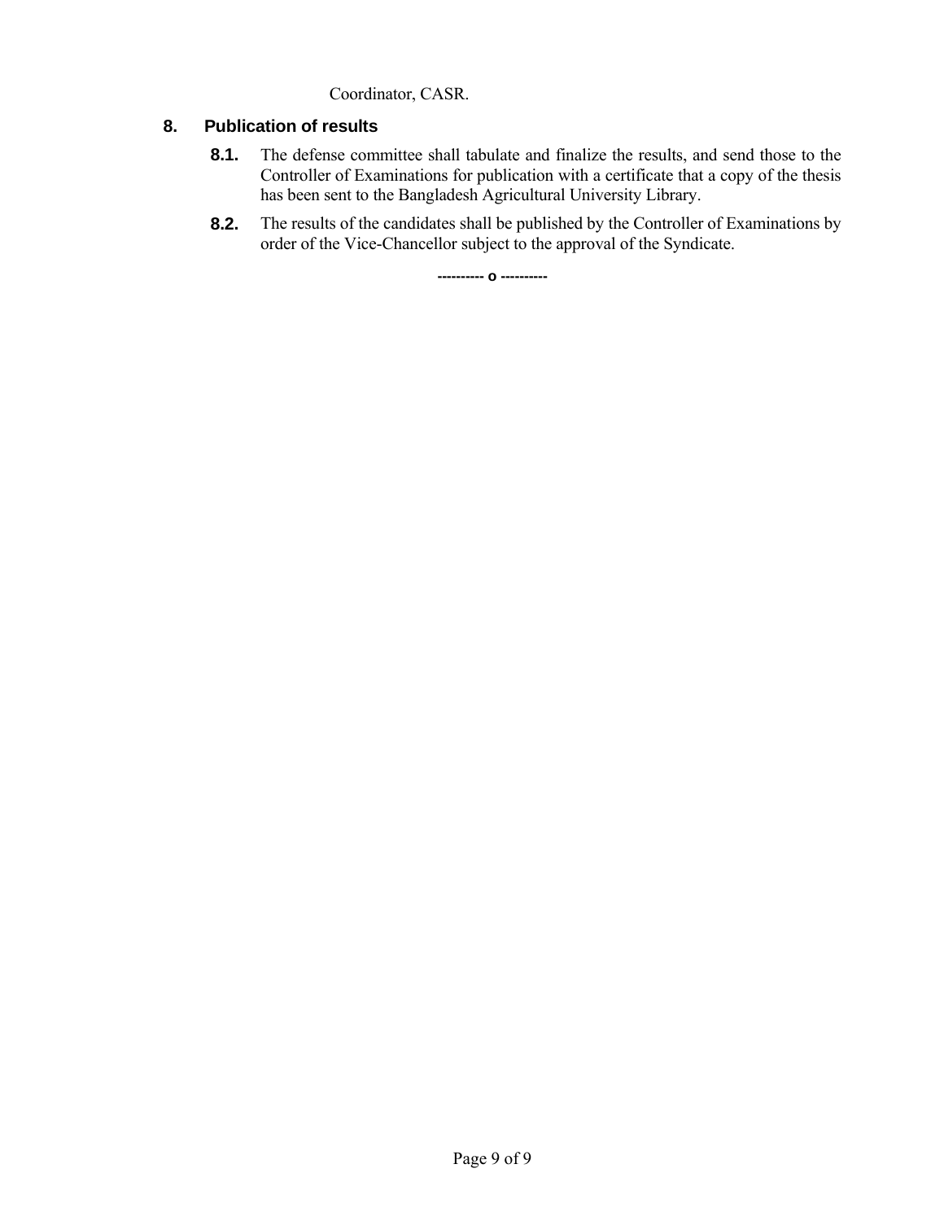Coordinator, CASR.

## 8. Publication of results

**8.1.** The defense committee shall tabulate and finalize the results, and send those to the Controller of Examinations for publication with a certificate that a copy of the thesis has been sent to the Bangladesh Agricultural University Library.

**8.2.** The results of the candidates shall be published by the Controller of Examinations by order of the Vice-Chancellor subject to the approval of the Syndicate.

---------- o ----------